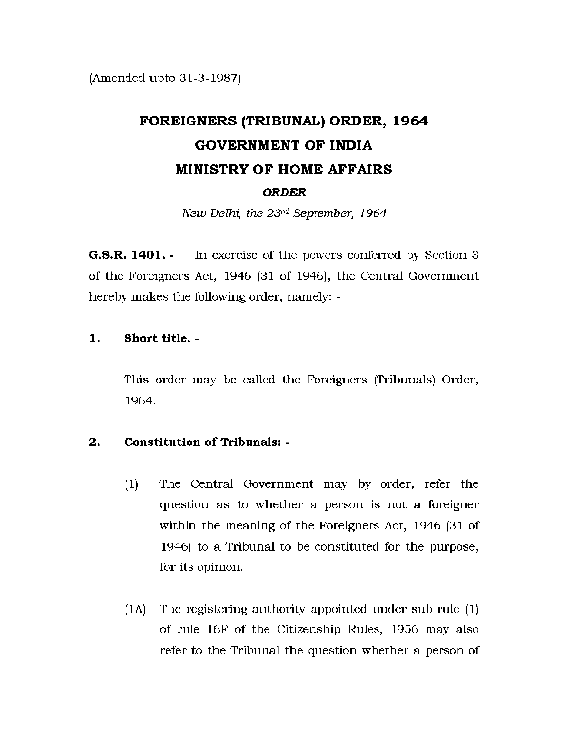(Amended upto 31-3-1987)

# FOREIGNERS (TRIBUNAL) ORDER, 1964

# GOVERNMENT OF INDIA

# MINISTRY OF HOME AFFAIRS

***ORDER***

*New Delhi, the 23rd September, 1964*

**G.S.R. 1401. -** In exercise of the powers conferred by Section 3 of the Foreigners Act, 1946 (31 of 1946), the Central Government hereby makes the following order, namely: -

**1. Short title. -**

This order may be called the Foreigners (Tribunals) Order, 1964.

**2. Constitution of Tribunals: -**

(1) The Central Government may by order, refer the question as to whether a person is not a foreigner within the meaning of the Foreigners Act, 1946 (31 of 1946) to a Tribunal to be constituted for the purpose, for its opinion.

(1A) The registering authority appointed under sub-rule (1) of rule 16F of the Citizenship Rules, 1956 may also refer to the Tribunal the question whether a person of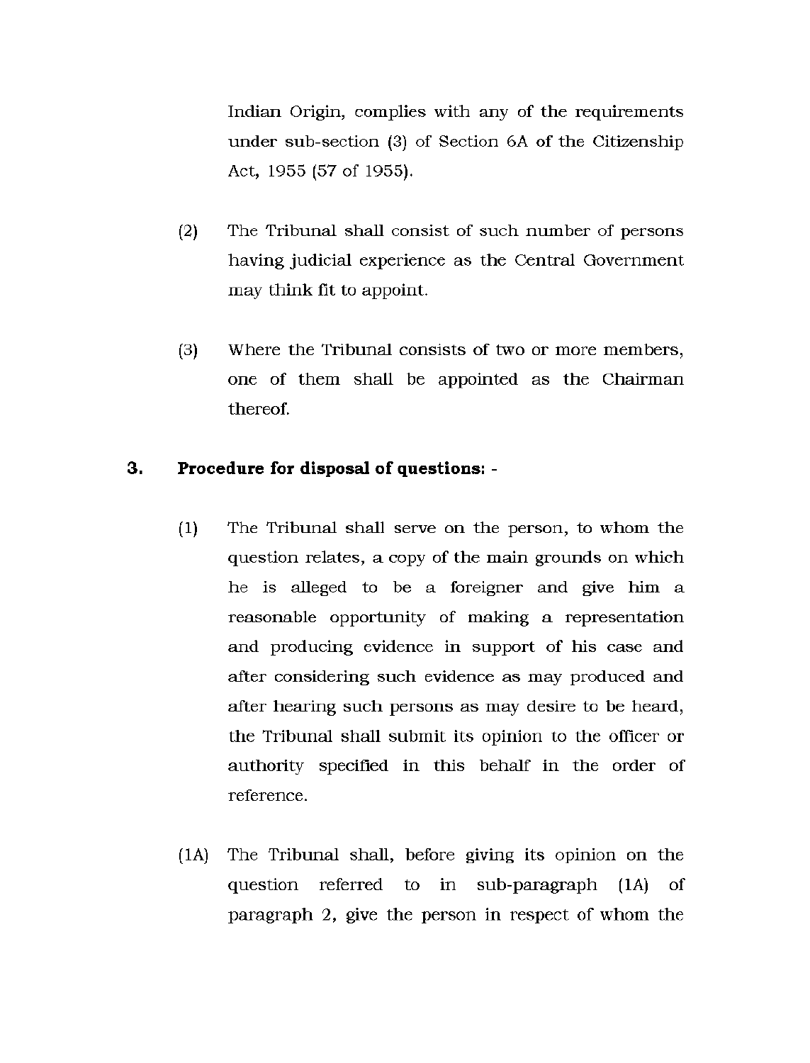Indian Origin, complies with any of the requirements under sub-section (3) of Section 6A of the Citizenship Act, 1955 (57 of 1955).

(2) The Tribunal shall consist of such number of persons having judicial experience as the Central Government may think fit to appoint.

(3) Where the Tribunal consists of two or more members, one of them shall be appointed as the Chairman thereof.

**3. Procedure for disposal of questions: -**

(1) The Tribunal shall serve on the person, to whom the question relates, a copy of the main grounds on which he is alleged to be a foreigner and give him a reasonable opportunity of making a representation and producing evidence in support of his case and after considering such evidence as may produced and after hearing such persons as may desire to be heard, the Tribunal shall submit its opinion to the officer or authority specified in this behalf in the order of reference.

(1A) The Tribunal shall, before giving its opinion on the question referred to in sub-paragraph (1A) of paragraph 2, give the person in respect of whom the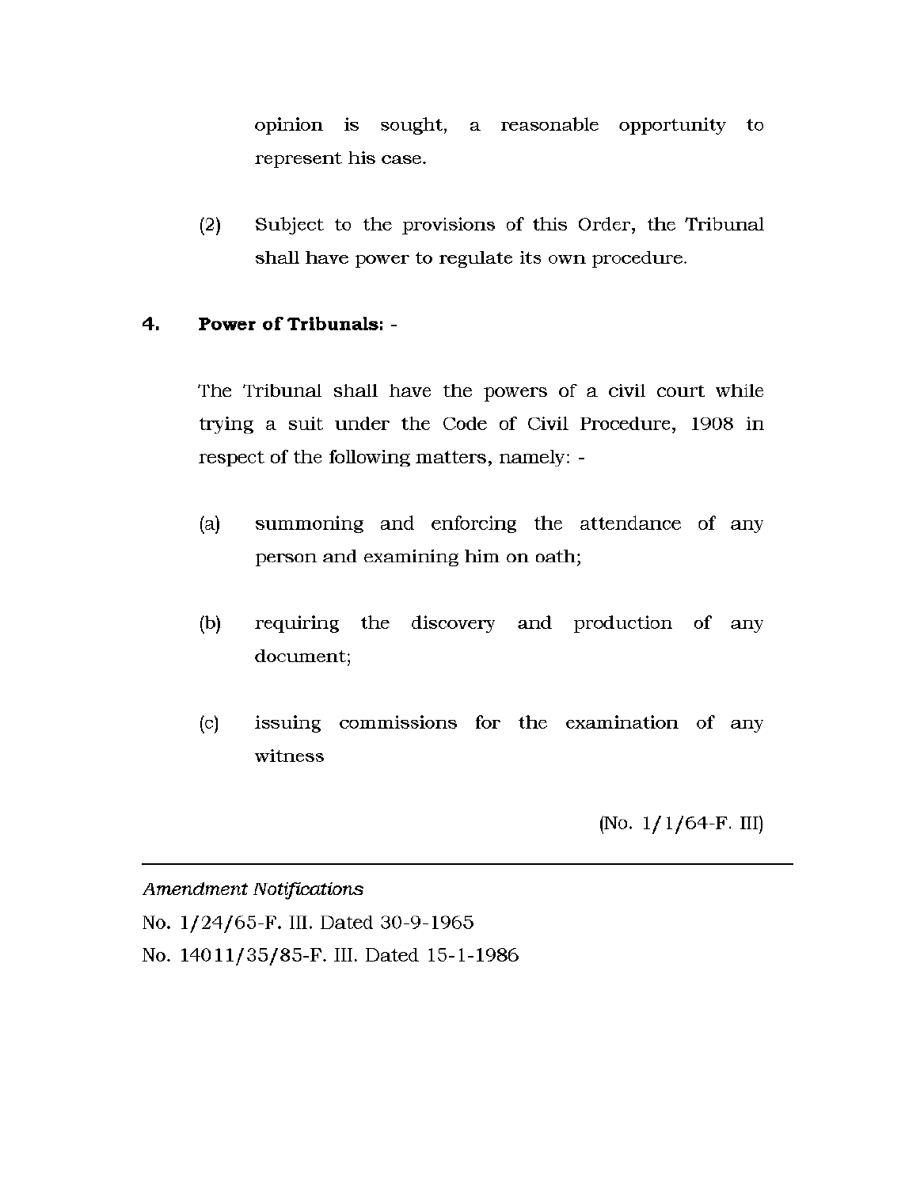opinion is sought, a reasonable opportunity to represent his case.

(2) Subject to the provisions of this Order, the Tribunal shall have power to regulate its own procedure.

**4. Power of Tribunals: -**

The Tribunal shall have the powers of a civil court while trying a suit under the Code of Civil Procedure, 1908 in respect of the following matters, namely: -

(a) summoning and enforcing the attendance of any person and examining him on oath;

(b) requiring the discovery and production of any document;

(c) issuing commissions for the examination of any witness

(No. 1/1/64-F. III)

---

*Amendment Notifications*

No. 1/24/65-F. III. Dated 30-9-1965

No. 14011/35/85-F. III. Dated 15-1-1986